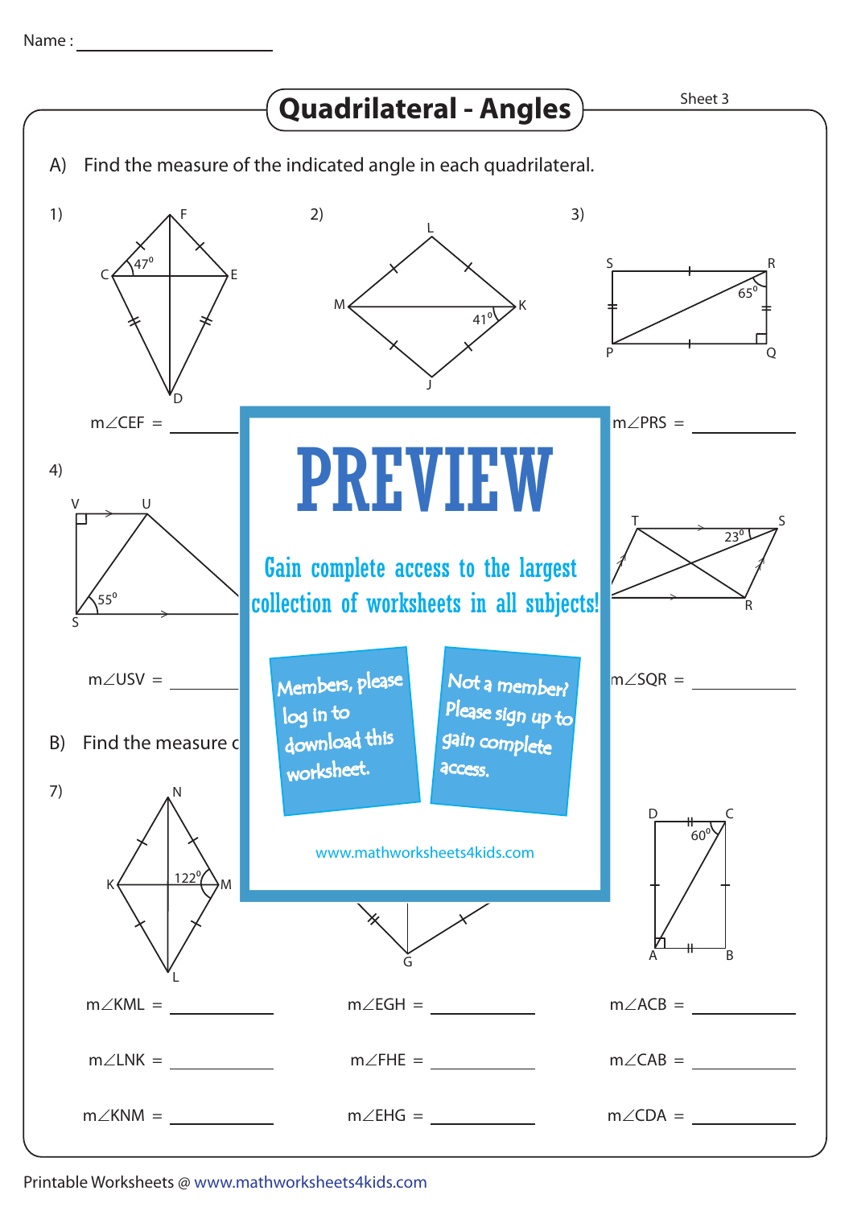Name : ____________________

# Quadrilateral - Angles

Sheet 3

A) Find the measure of the indicated angle in each quadrilateral.

1) C, F, E, D — $47^0$

$m\angle CEF$ = __________

2) L, M, K, J — $41^0$

3) S, R, P, Q — $65^0$

$m\angle PRS$ = __________

4) V, U, S — $55^0$

$m\angle USV$ = __________

T, S, R — $23^0$

$m\angle SQR$ = __________

B) Find the measure c

7) N, K, M, L — $122^0$

G

D, C, A, B — $60^0$

$m\angle KML$ = __________ $m\angle EGH$ = __________ $m\angle ACB$ = __________

$m\angle LNK$ = __________ $m\angle FHE$ = __________ $m\angle CAB$ = __________

$m\angle KNM$ = __________ $m\angle EHG$ = __________ $m\angle CDA$ = __________

**PREVIEW**

Gain complete access to the largest collection of worksheets in all subjects!

Members, please log in to download this worksheet.

Not a member? Please sign up to gain complete access.

www.mathworksheets4kids.com

Printable Worksheets @ www.mathworksheets4kids.com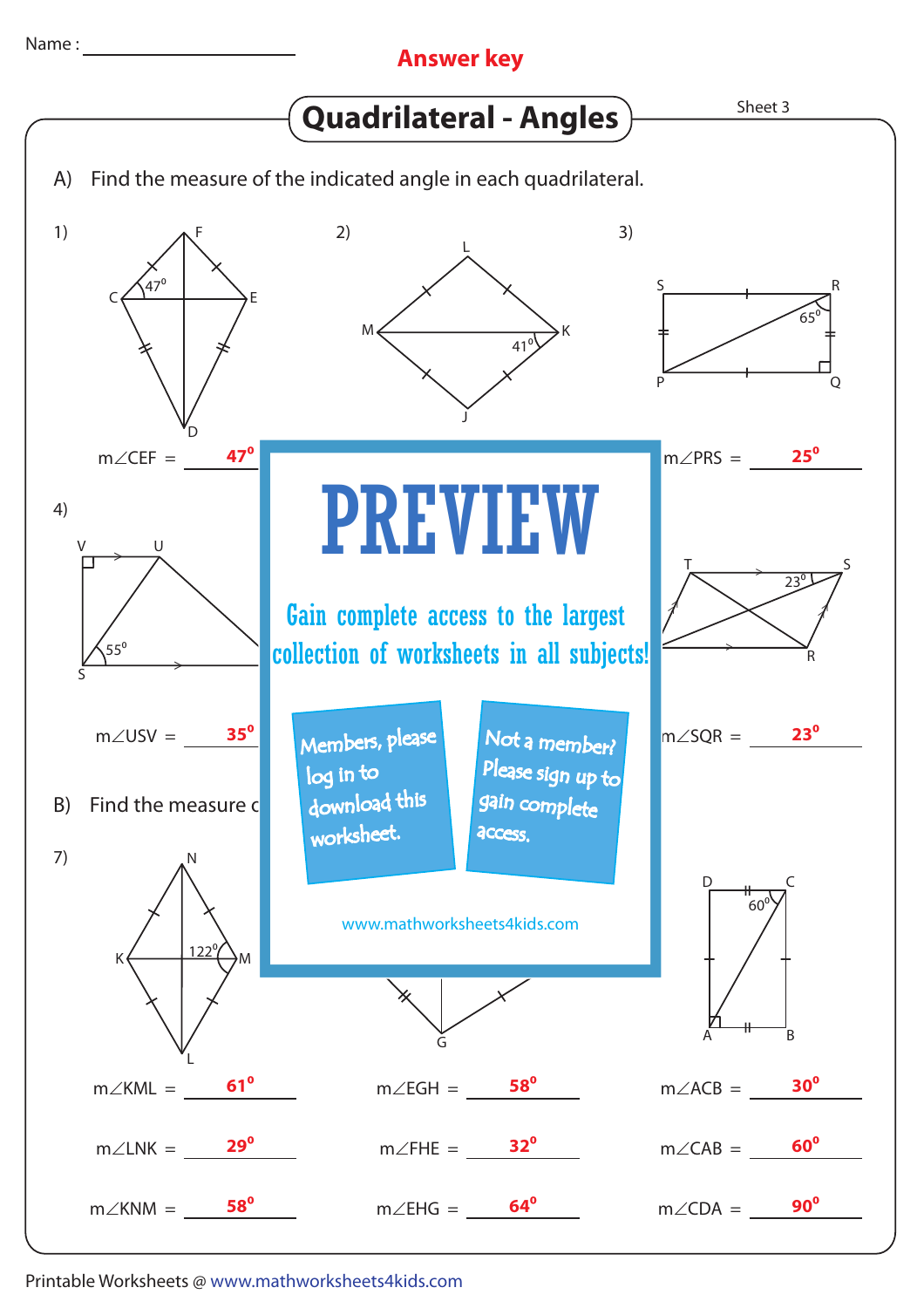Name : ____________________

**Answer key**

# Quadrilateral - Angles

Sheet 3

A) Find the measure of the indicated angle in each quadrilateral.

1)

F, C, E, D, $47^0$

$m\angle CEF$ = **$47^0$**

2)

L, M, K, J, $41^0$

3)

S, R, P, Q, $65^0$

$m\angle PRS$ = **$25^0$**

4)

V, U, S, $55^0$

$m\angle USV$ = **$35^0$**

T, S, R, $23^0$

$m\angle SQR$ = **$23^0$**

B) Find the measure o

7)

N, K, M, L, $122^0$

G

D, C, A, B, $60^0$

| | | |
|---|---|---|
| $m\angle KML$ = **$61^0$** | $m\angle EGH$ = **$58^0$** | $m\angle ACB$ = **$30^0$** |
| $m\angle LNK$ = **$29^0$** | $m\angle FHE$ = **$32^0$** | $m\angle CAB$ = **$60^0$** |
| $m\angle KNM$ = **$58^0$** | $m\angle EHG$ = **$64^0$** | $m\angle CDA$ = **$90^0$** |

PREVIEW

Gain complete access to the largest collection of worksheets in all subjects!

Members, please log in to download this worksheet.

Not a member? Please sign up to gain complete access.

www.mathworksheets4kids.com

Printable Worksheets @ www.mathworksheets4kids.com